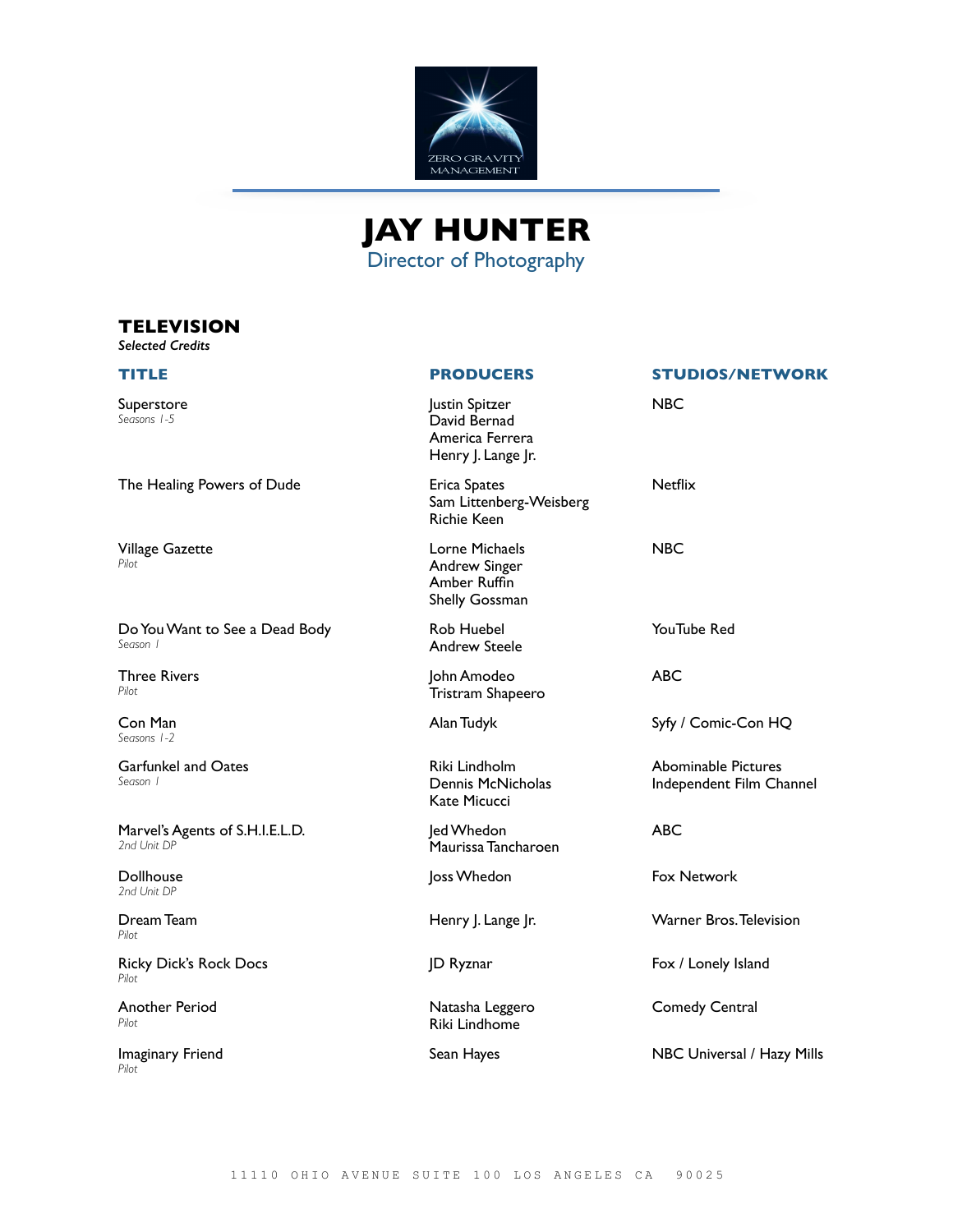ZERO GRAVITY MANAGEMENT

# JAY HUNTER

Director of Photography

## TELEVISION

*Selected Credits*

| TITLE | PRODUCERS | STUDIOS/NETWORK |
|---|---|---|
| Superstore<br>*Seasons 1-5* | Justin Spitzer<br>David Bernad<br>America Ferrera<br>Henry J. Lange Jr. | NBC |
| The Healing Powers of Dude | Erica Spates<br>Sam Littenberg-Weisberg<br>Richie Keen | Netflix |
| Village Gazette<br>*Pilot* | Lorne Michaels<br>Andrew Singer<br>Amber Ruffin<br>Shelly Gossman | NBC |
| Do You Want to See a Dead Body<br>*Season 1* | Rob Huebel<br>Andrew Steele | YouTube Red |
| Three Rivers<br>*Pilot* | John Amodeo<br>Tristram Shapeero | ABC |
| Con Man<br>*Seasons 1-2* | Alan Tudyk | Syfy / Comic-Con HQ |
| Garfunkel and Oates<br>*Season 1* | Riki Lindholm<br>Dennis McNicholas<br>Kate Micucci | Abominable Pictures<br>Independent Film Channel |
| Marvel's Agents of S.H.I.E.L.D.<br>*2nd Unit DP* | Jed Whedon<br>Maurissa Tancharoen | ABC |
| Dollhouse<br>*2nd Unit DP* | Joss Whedon | Fox Network |
| Dream Team<br>*Pilot* | Henry J. Lange Jr. | Warner Bros. Television |
| Ricky Dick's Rock Docs<br>*Pilot* | JD Ryznar | Fox / Lonely Island |
| Another Period<br>*Pilot* | Natasha Leggero<br>Riki Lindhome | Comedy Central |
| Imaginary Friend<br>*Pilot* | Sean Hayes | NBC Universal / Hazy Mills |

11110 OHIO AVENUE SUITE 100 LOS ANGELES CA 90025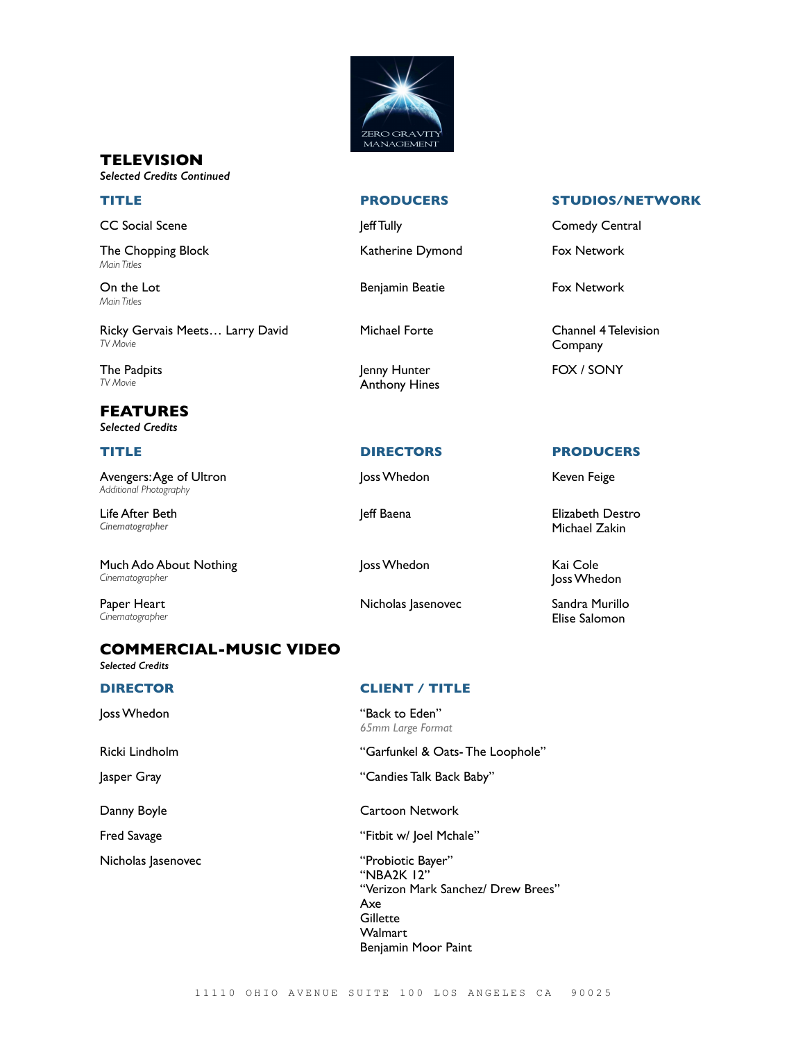ZERO GRAVITY MANAGEMENT

## TELEVISION

***Selected Credits Continued***

| TITLE | PRODUCERS | STUDIOS/NETWORK |
|---|---|---|
| CC Social Scene | Jeff Tully | Comedy Central |
| The Chopping Block *Main Titles* | Katherine Dymond | Fox Network |
| On the Lot *Main Titles* | Benjamin Beatie | Fox Network |
| Ricky Gervais Meets… Larry David *TV Movie* | Michael Forte | Channel 4 Television Company |
| The Padpits *TV Movie* | Jenny Hunter<br>Anthony Hines | FOX / SONY |

## FEATURES

***Selected Credits***

| TITLE | DIRECTORS | PRODUCERS |
|---|---|---|
| Avengers: Age of Ultron *Additional Photography* | Joss Whedon | Keven Feige |
| Life After Beth *Cinematographer* | Jeff Baena | Elizabeth Destro<br>Michael Zakin |
| Much Ado About Nothing *Cinematographer* | Joss Whedon | Kai Cole<br>Joss Whedon |
| Paper Heart *Cinematographer* | Nicholas Jasenovec | Sandra Murillo<br>Elise Salomon |

## COMMERCIAL-MUSIC VIDEO

***Selected Credits***

| DIRECTOR | CLIENT / TITLE |
|---|---|
| Joss Whedon | "Back to Eden" *65mm Large Format* |
| Ricki Lindholm | "Garfunkel & Oats- The Loophole" |
| Jasper Gray | "Candies Talk Back Baby" |
| Danny Boyle | Cartoon Network |
| Fred Savage | "Fitbit w/ Joel Mchale" |
| Nicholas Jasenovec | "Probiotic Bayer"<br>"NBA2K 12"<br>"Verizon Mark Sanchez/ Drew Brees"<br>Axe<br>Gillette<br>Walmart<br>Benjamin Moor Paint |

11110 OHIO AVENUE SUITE 100 LOS ANGELES CA 90025